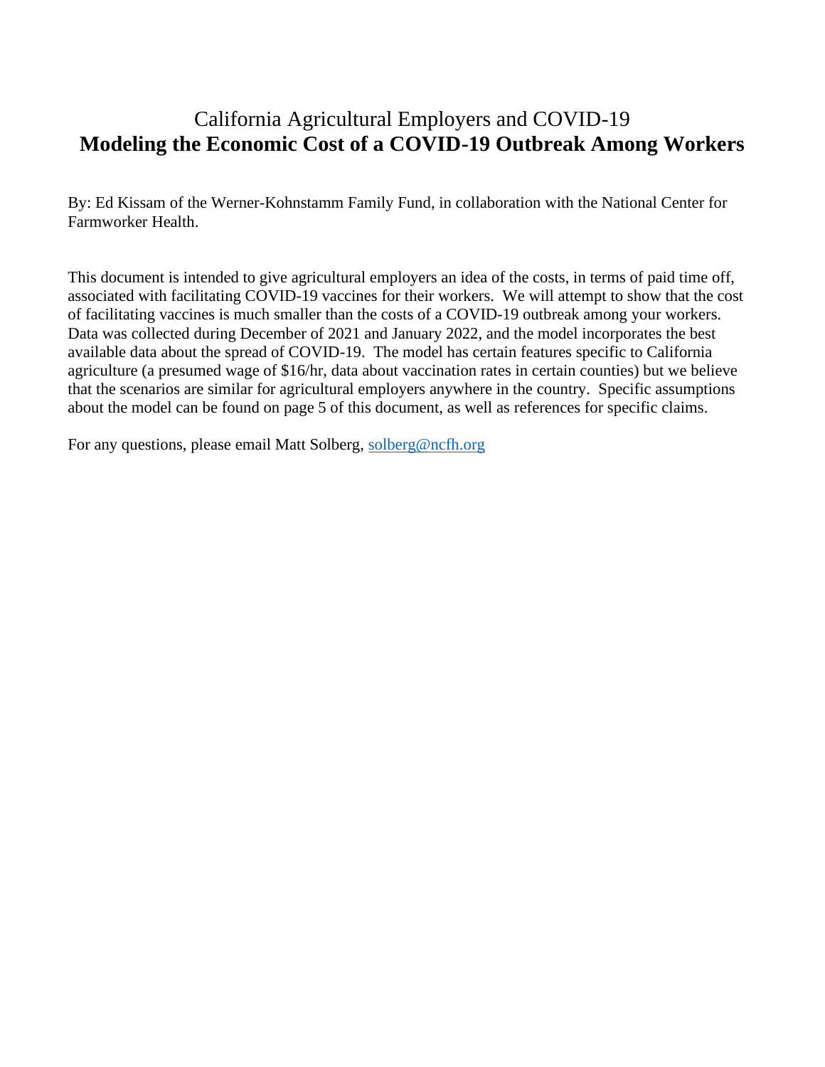# California Agricultural Employers and COVID-19
# **Modeling the Economic Cost of a COVID-19 Outbreak Among Workers**

By: Ed Kissam of the Werner-Kohnstamm Family Fund, in collaboration with the National Center for Farmworker Health.

This document is intended to give agricultural employers an idea of the costs, in terms of paid time off, associated with facilitating COVID-19 vaccines for their workers. We will attempt to show that the cost of facilitating vaccines is much smaller than the costs of a COVID-19 outbreak among your workers. Data was collected during December of 2021 and January 2022, and the model incorporates the best available data about the spread of COVID-19. The model has certain features specific to California agriculture (a presumed wage of $16/hr, data about vaccination rates in certain counties) but we believe that the scenarios are similar for agricultural employers anywhere in the country. Specific assumptions about the model can be found on page 5 of this document, as well as references for specific claims.

For any questions, please email Matt Solberg, [solberg@ncfh.org](mailto:solberg@ncfh.org)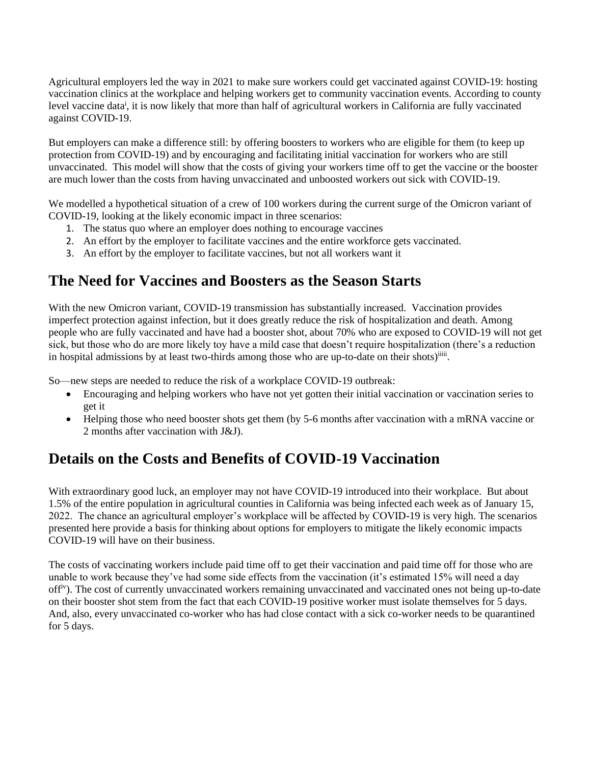Agricultural employers led the way in 2021 to make sure workers could get vaccinated against COVID-19: hosting vaccination clinics at the workplace and helping workers get to community vaccination events. According to county level vaccine data[i], it is now likely that more than half of agricultural workers in California are fully vaccinated against COVID-19.

But employers can make a difference still: by offering boosters to workers who are eligible for them (to keep up protection from COVID-19) and by encouraging and facilitating initial vaccination for workers who are still unvaccinated. This model will show that the costs of giving your workers time off to get the vaccine or the booster are much lower than the costs from having unvaccinated and unboosted workers out sick with COVID-19.

We modelled a hypothetical situation of a crew of 100 workers during the current surge of the Omicron variant of COVID-19, looking at the likely economic impact in three scenarios:

1. The status quo where an employer does nothing to encourage vaccines
2. An effort by the employer to facilitate vaccines and the entire workforce gets vaccinated.
3. An effort by the employer to facilitate vaccines, but not all workers want it

## The Need for Vaccines and Boosters as the Season Starts

With the new Omicron variant, COVID-19 transmission has substantially increased. Vaccination provides imperfect protection against infection, but it does greatly reduce the risk of hospitalization and death. Among people who are fully vaccinated and have had a booster shot, about 70% who are exposed to COVID-19 will not get sick, but those who do are more likely toy have a mild case that doesn't require hospitalization (there's a reduction in hospital admissions by at least two-thirds among those who are up-to-date on their shots)[ii,iii].

So—new steps are needed to reduce the risk of a workplace COVID-19 outbreak:

- Encouraging and helping workers who have not yet gotten their initial vaccination or vaccination series to get it
- Helping those who need booster shots get them (by 5-6 months after vaccination with a mRNA vaccine or 2 months after vaccination with J&J).

## Details on the Costs and Benefits of COVID-19 Vaccination

With extraordinary good luck, an employer may not have COVID-19 introduced into their workplace. But about 1.5% of the entire population in agricultural counties in California was being infected each week as of January 15, 2022. The chance an agricultural employer's workplace will be affected by COVID-19 is very high. The scenarios presented here provide a basis for thinking about options for employers to mitigate the likely economic impacts COVID-19 will have on their business.

The costs of vaccinating workers include paid time off to get their vaccination and paid time off for those who are unable to work because they've had some side effects from the vaccination (it's estimated 15% will need a day off[iv]). The cost of currently unvaccinated workers remaining unvaccinated and vaccinated ones not being up-to-date on their booster shot stem from the fact that each COVID-19 positive worker must isolate themselves for 5 days. And, also, every unvaccinated co-worker who has had close contact with a sick co-worker needs to be quarantined for 5 days.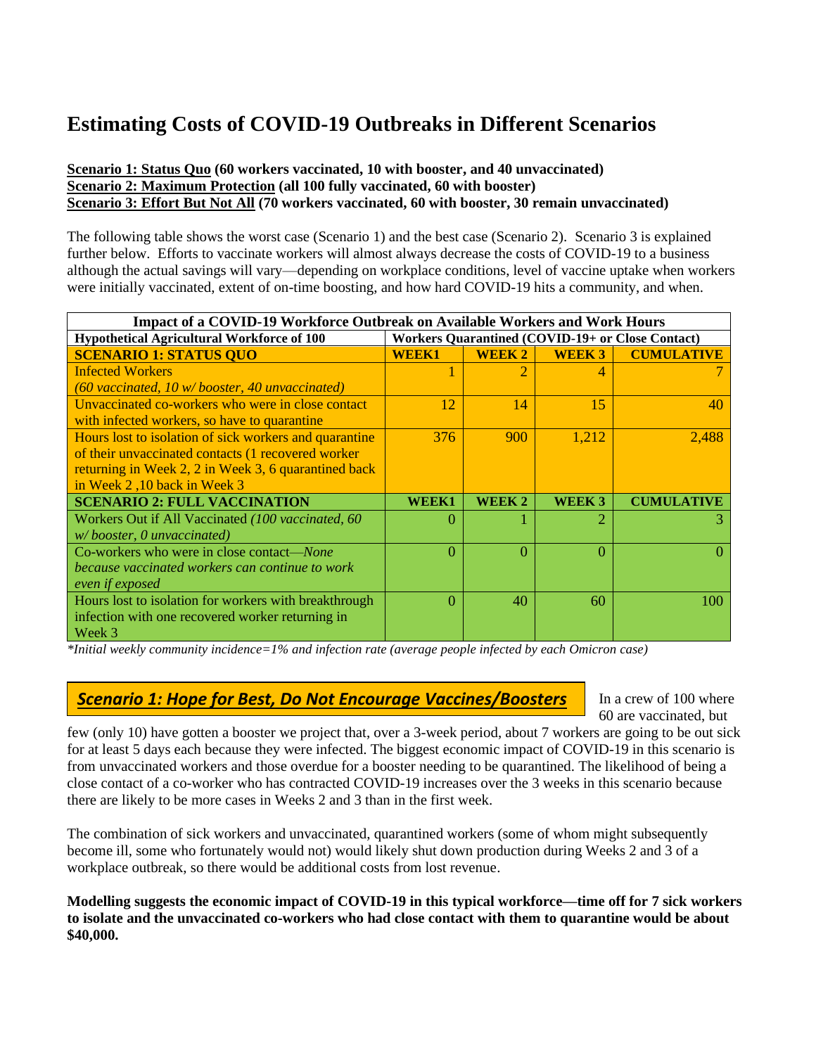# Estimating Costs of COVID-19 Outbreaks in Different Scenarios

**<u>Scenario 1: Status Quo</u> (60 workers vaccinated, 10 with booster, and 40 unvaccinated)**
**<u>Scenario 2: Maximum Protection</u> (all 100 fully vaccinated, 60 with booster)**
**<u>Scenario 3: Effort But Not All</u> (70 workers vaccinated, 60 with booster, 30 remain unvaccinated)**

The following table shows the worst case (Scenario 1) and the best case (Scenario 2). Scenario 3 is explained further below. Efforts to vaccinate workers will almost always decrease the costs of COVID-19 to a business although the actual savings will vary—depending on workplace conditions, level of vaccine uptake when workers were initially vaccinated, extent of on-time boosting, and how hard COVID-19 hits a community, and when.

| **Impact of a COVID-19 Workforce Outbreak on Available Workers and Work Hours** | | | | |
|---|---|---|---|---|
| **Hypothetical Agricultural Workforce of 100** | **Workers Quarantined (COVID-19+ or Close Contact)** | | | |
| **SCENARIO 1: STATUS QUO** | **WEEK1** | **WEEK 2** | **WEEK 3** | **CUMULATIVE** |
| Infected Workers *(60 vaccinated, 10 w/ booster, 40 unvaccinated)* | 1 | 2 | 4 | 7 |
| Unvaccinated co-workers who were in close contact with infected workers, so have to quarantine | 12 | 14 | 15 | 40 |
| Hours lost to isolation of sick workers and quarantine of their unvaccinated contacts (1 recovered worker returning in Week 2, 2 in Week 3, 6 quarantined back in Week 2 ,10 back in Week 3 | 376 | 900 | 1,212 | 2,488 |
| **SCENARIO 2: FULL VACCINATION** | **WEEK1** | **WEEK 2** | **WEEK 3** | **CUMULATIVE** |
| Workers Out if All Vaccinated *(100 vaccinated, 60 w/ booster, 0 unvaccinated)* | 0 | 1 | 2 | 3 |
| Co-workers who were in close contact—*None because vaccinated workers can continue to work even if exposed* | 0 | 0 | 0 | 0 |
| Hours lost to isolation for workers with breakthrough infection with one recovered worker returning in Week 3 | 0 | 40 | 60 | 100 |

*\*Initial weekly community incidence=1% and infection rate (average people infected by each Omicron case)*

## *Scenario 1: Hope for Best, Do Not Encourage Vaccines/Boosters*

In a crew of 100 where 60 are vaccinated, but few (only 10) have gotten a booster we project that, over a 3-week period, about 7 workers are going to be out sick for at least 5 days each because they were infected. The biggest economic impact of COVID-19 in this scenario is from unvaccinated workers and those overdue for a booster needing to be quarantined. The likelihood of being a close contact of a co-worker who has contracted COVID-19 increases over the 3 weeks in this scenario because there are likely to be more cases in Weeks 2 and 3 than in the first week.

The combination of sick workers and unvaccinated, quarantined workers (some of whom might subsequently become ill, some who fortunately would not) would likely shut down production during Weeks 2 and 3 of a workplace outbreak, so there would be additional costs from lost revenue.

**Modelling suggests the economic impact of COVID-19 in this typical workforce—time off for 7 sick workers to isolate and the unvaccinated co-workers who had close contact with them to quarantine would be about $40,000.**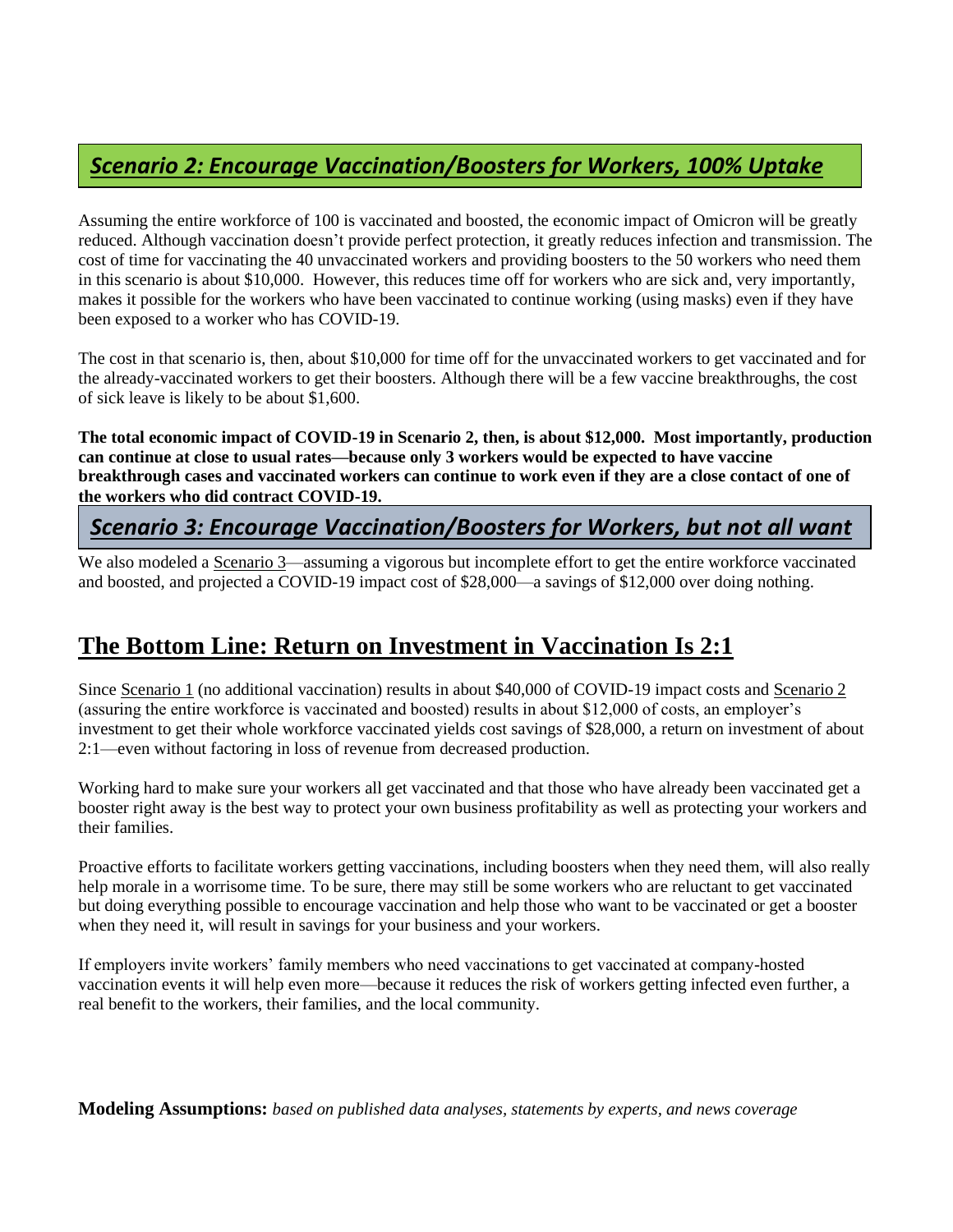## *Scenario 2: Encourage Vaccination/Boosters for Workers, 100% Uptake*

Assuming the entire workforce of 100 is vaccinated and boosted, the economic impact of Omicron will be greatly reduced. Although vaccination doesn't provide perfect protection, it greatly reduces infection and transmission. The cost of time for vaccinating the 40 unvaccinated workers and providing boosters to the 50 workers who need them in this scenario is about $10,000. However, this reduces time off for workers who are sick and, very importantly, makes it possible for the workers who have been vaccinated to continue working (using masks) even if they have been exposed to a worker who has COVID-19.

The cost in that scenario is, then, about $10,000 for time off for the unvaccinated workers to get vaccinated and for the already-vaccinated workers to get their boosters. Although there will be a few vaccine breakthroughs, the cost of sick leave is likely to be about $1,600.

**The total economic impact of COVID-19 in Scenario 2, then, is about $12,000. Most importantly, production can continue at close to usual rates—because only 3 workers would be expected to have vaccine breakthrough cases and vaccinated workers can continue to work even if they are a close contact of one of the workers who did contract COVID-19.**

## *Scenario 3: Encourage Vaccination/Boosters for Workers, but not all want*

We also modeled a Scenario 3—assuming a vigorous but incomplete effort to get the entire workforce vaccinated and boosted, and projected a COVID-19 impact cost of $28,000—a savings of $12,000 over doing nothing.

## The Bottom Line: Return on Investment in Vaccination Is 2:1

Since Scenario 1 (no additional vaccination) results in about $40,000 of COVID-19 impact costs and Scenario 2 (assuring the entire workforce is vaccinated and boosted) results in about $12,000 of costs, an employer's investment to get their whole workforce vaccinated yields cost savings of $28,000, a return on investment of about 2:1—even without factoring in loss of revenue from decreased production.

Working hard to make sure your workers all get vaccinated and that those who have already been vaccinated get a booster right away is the best way to protect your own business profitability as well as protecting your workers and their families.

Proactive efforts to facilitate workers getting vaccinations, including boosters when they need them, will also really help morale in a worrisome time. To be sure, there may still be some workers who are reluctant to get vaccinated but doing everything possible to encourage vaccination and help those who want to be vaccinated or get a booster when they need it, will result in savings for your business and your workers.

If employers invite workers' family members who need vaccinations to get vaccinated at company-hosted vaccination events it will help even more—because it reduces the risk of workers getting infected even further, a real benefit to the workers, their families, and the local community.

**Modeling Assumptions:** *based on published data analyses, statements by experts, and news coverage*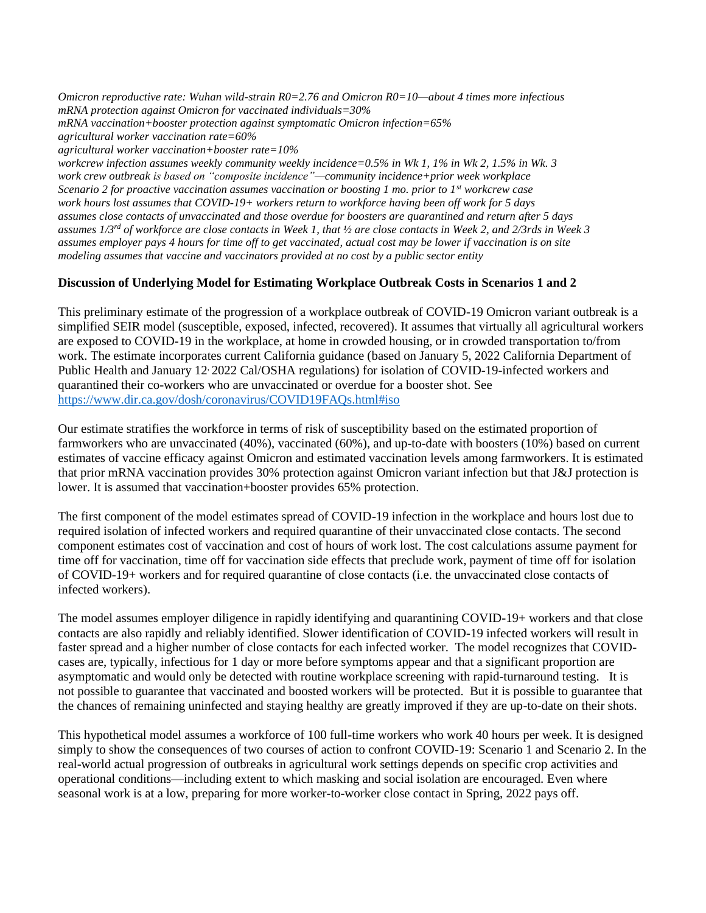*Omicron reproductive rate: Wuhan wild-strain R0=2.76 and Omicron R0=10—about 4 times more infectious*
*mRNA protection against Omicron for vaccinated individuals=30%*
*mRNA vaccination+booster protection against symptomatic Omicron infection=65%*
*agricultural worker vaccination rate=60%*
*agricultural worker vaccination+booster rate=10%*
*workcrew infection assumes weekly community weekly incidence=0.5% in Wk 1, 1% in Wk 2, 1.5% in Wk. 3*
*work crew outbreak is based on "composite incidence"—community incidence+prior week workplace*
*Scenario 2 for proactive vaccination assumes vaccination or boosting 1 mo. prior to 1st workcrew case*
*work hours lost assumes that COVID-19+ workers return to workforce having been off work for 5 days*
*assumes close contacts of unvaccinated and those overdue for boosters are quarantined and return after 5 days*
*assumes 1/3rd of workforce are close contacts in Week 1, that ½ are close contacts in Week 2, and 2/3rds in Week 3*
*assumes employer pays 4 hours for time off to get vaccinated, actual cost may be lower if vaccination is on site*
*modeling assumes that vaccine and vaccinators provided at no cost by a public sector entity*

**Discussion of Underlying Model for Estimating Workplace Outbreak Costs in Scenarios 1 and 2**

This preliminary estimate of the progression of a workplace outbreak of COVID-19 Omicron variant outbreak is a simplified SEIR model (susceptible, exposed, infected, recovered). It assumes that virtually all agricultural workers are exposed to COVID-19 in the workplace, at home in crowded housing, or in crowded transportation to/from work. The estimate incorporates current California guidance (based on January 5, 2022 California Department of Public Health and January 12, 2022 Cal/OSHA regulations) for isolation of COVID-19-infected workers and quarantined their co-workers who are unvaccinated or overdue for a booster shot. See https://www.dir.ca.gov/dosh/coronavirus/COVID19FAQs.html#iso

Our estimate stratifies the workforce in terms of risk of susceptibility based on the estimated proportion of farmworkers who are unvaccinated (40%), vaccinated (60%), and up-to-date with boosters (10%) based on current estimates of vaccine efficacy against Omicron and estimated vaccination levels among farmworkers. It is estimated that prior mRNA vaccination provides 30% protection against Omicron variant infection but that J&J protection is lower. It is assumed that vaccination+booster provides 65% protection.

The first component of the model estimates spread of COVID-19 infection in the workplace and hours lost due to required isolation of infected workers and required quarantine of their unvaccinated close contacts. The second component estimates cost of vaccination and cost of hours of work lost. The cost calculations assume payment for time off for vaccination, time off for vaccination side effects that preclude work, payment of time off for isolation of COVID-19+ workers and for required quarantine of close contacts (i.e. the unvaccinated close contacts of infected workers).

The model assumes employer diligence in rapidly identifying and quarantining COVID-19+ workers and that close contacts are also rapidly and reliably identified. Slower identification of COVID-19 infected workers will result in faster spread and a higher number of close contacts for each infected worker. The model recognizes that COVID-cases are, typically, infectious for 1 day or more before symptoms appear and that a significant proportion are asymptomatic and would only be detected with routine workplace screening with rapid-turnaround testing. It is not possible to guarantee that vaccinated and boosted workers will be protected. But it is possible to guarantee that the chances of remaining uninfected and staying healthy are greatly improved if they are up-to-date on their shots.

This hypothetical model assumes a workforce of 100 full-time workers who work 40 hours per week. It is designed simply to show the consequences of two courses of action to confront COVID-19: Scenario 1 and Scenario 2. In the real-world actual progression of outbreaks in agricultural work settings depends on specific crop activities and operational conditions—including extent to which masking and social isolation are encouraged. Even where seasonal work is at a low, preparing for more worker-to-worker close contact in Spring, 2022 pays off.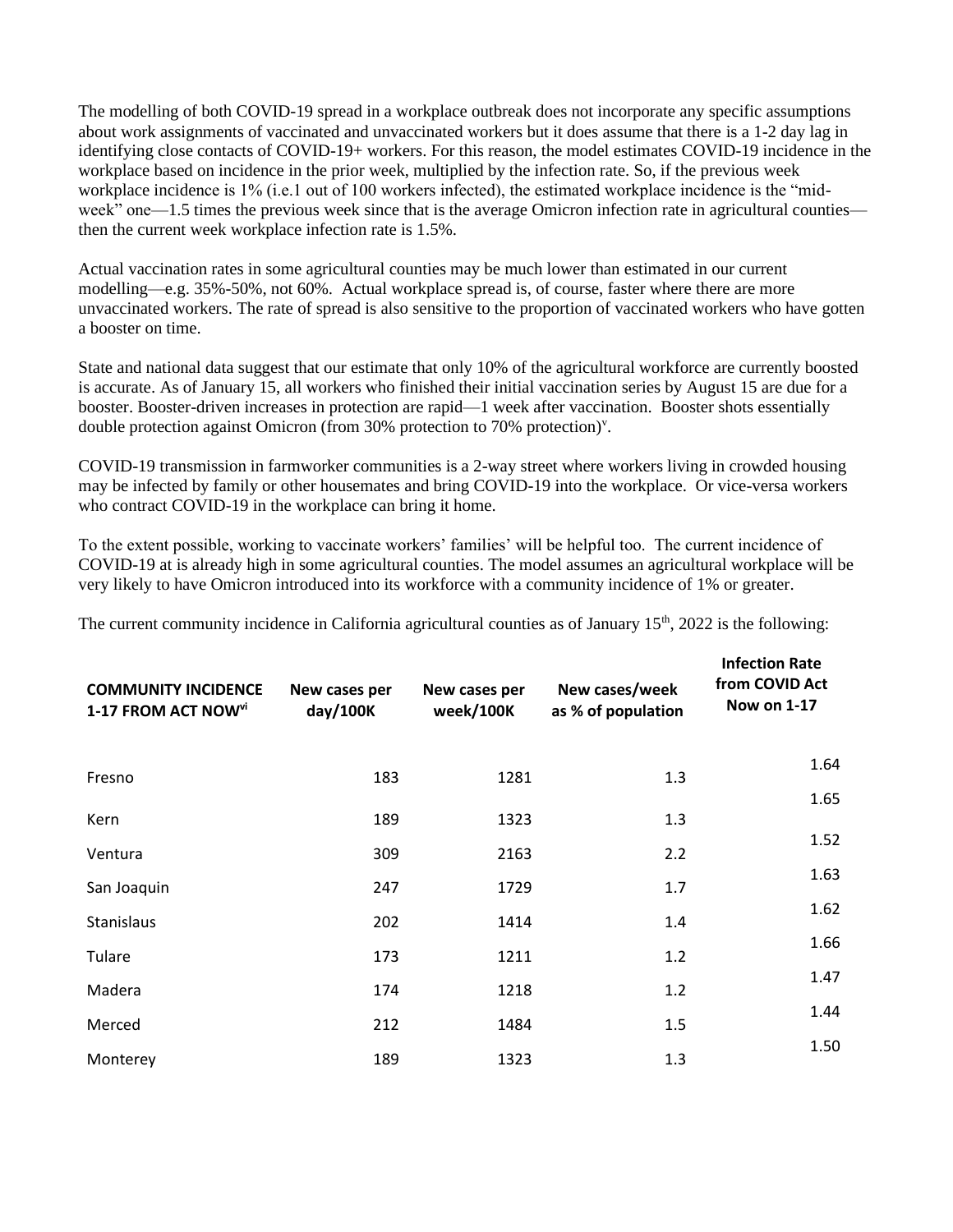The modelling of both COVID-19 spread in a workplace outbreak does not incorporate any specific assumptions about work assignments of vaccinated and unvaccinated workers but it does assume that there is a 1-2 day lag in identifying close contacts of COVID-19+ workers. For this reason, the model estimates COVID-19 incidence in the workplace based on incidence in the prior week, multiplied by the infection rate. So, if the previous week workplace incidence is 1% (i.e.1 out of 100 workers infected), the estimated workplace incidence is the "mid-week" one—1.5 times the previous week since that is the average Omicron infection rate in agricultural counties—then the current week workplace infection rate is 1.5%.

Actual vaccination rates in some agricultural counties may be much lower than estimated in our current modelling—e.g. 35%-50%, not 60%. Actual workplace spread is, of course, faster where there are more unvaccinated workers. The rate of spread is also sensitive to the proportion of vaccinated workers who have gotten a booster on time.

State and national data suggest that our estimate that only 10% of the agricultural workforce are currently boosted is accurate. As of January 15, all workers who finished their initial vaccination series by August 15 are due for a booster. Booster-driven increases in protection are rapid—1 week after vaccination. Booster shots essentially double protection against Omicron (from 30% protection to 70% protection)[v].

COVID-19 transmission in farmworker communities is a 2-way street where workers living in crowded housing may be infected by family or other housemates and bring COVID-19 into the workplace. Or vice-versa workers who contract COVID-19 in the workplace can bring it home.

To the extent possible, working to vaccinate workers' families' will be helpful too. The current incidence of COVID-19 at is already high in some agricultural counties. The model assumes an agricultural workplace will be very likely to have Omicron introduced into its workforce with a community incidence of 1% or greater.

The current community incidence in California agricultural counties as of January 15th, 2022 is the following:

| **COMMUNITY INCIDENCE 1-17 FROM ACT NOW**[vi] | **New cases per day/100K** | **New cases per week/100K** | **New cases/week as % of population** | **Infection Rate from COVID Act Now on 1-17** |
|---|---|---|---|---|
| Fresno | 183 | 1281 | 1.3 | 1.64 |
| Kern | 189 | 1323 | 1.3 | 1.65 |
| Ventura | 309 | 2163 | 2.2 | 1.52 |
| San Joaquin | 247 | 1729 | 1.7 | 1.63 |
| Stanislaus | 202 | 1414 | 1.4 | 1.62 |
| Tulare | 173 | 1211 | 1.2 | 1.66 |
| Madera | 174 | 1218 | 1.2 | 1.47 |
| Merced | 212 | 1484 | 1.5 | 1.44 |
| Monterey | 189 | 1323 | 1.3 | 1.50 |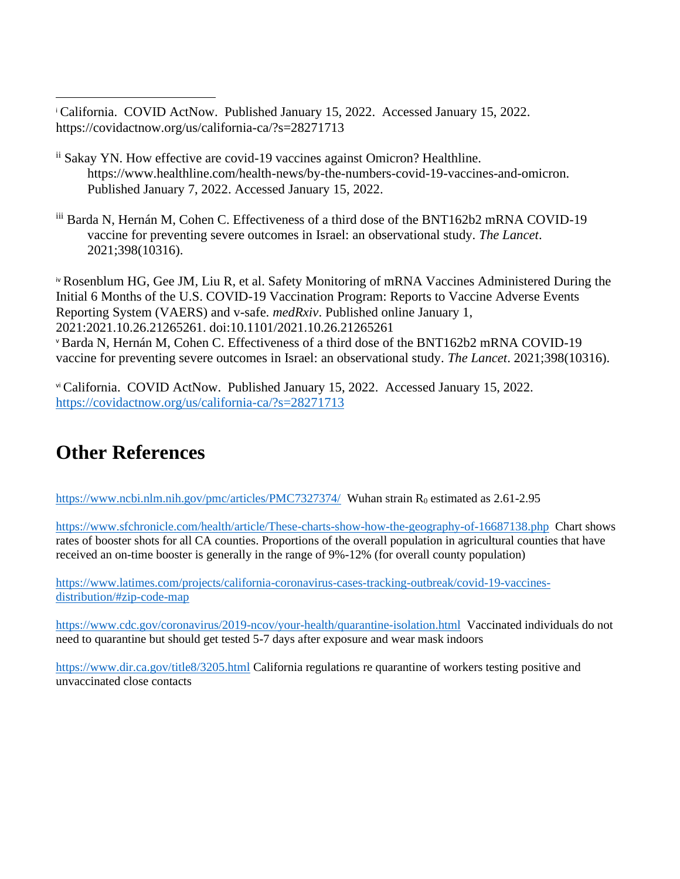[i] California. COVID ActNow. Published January 15, 2022. Accessed January 15, 2022. https://covidactnow.org/us/california-ca/?s=28271713

[ii] Sakay YN. How effective are covid-19 vaccines against Omicron? Healthline. https://www.healthline.com/health-news/by-the-numbers-covid-19-vaccines-and-omicron. Published January 7, 2022. Accessed January 15, 2022.

[iii] Barda N, Hernán M, Cohen C. Effectiveness of a third dose of the BNT162b2 mRNA COVID-19 vaccine for preventing severe outcomes in Israel: an observational study. *The Lancet*. 2021;398(10316).

[iv] Rosenblum HG, Gee JM, Liu R, et al. Safety Monitoring of mRNA Vaccines Administered During the Initial 6 Months of the U.S. COVID-19 Vaccination Program: Reports to Vaccine Adverse Events Reporting System (VAERS) and v-safe. *medRxiv*. Published online January 1, 2021:2021.10.26.21265261. doi:10.1101/2021.10.26.21265261

[v] Barda N, Hernán M, Cohen C. Effectiveness of a third dose of the BNT162b2 mRNA COVID-19 vaccine for preventing severe outcomes in Israel: an observational study. *The Lancet*. 2021;398(10316).

[vi] California. COVID ActNow. Published January 15, 2022. Accessed January 15, 2022. https://covidactnow.org/us/california-ca/?s=28271713

# Other References

https://www.ncbi.nlm.nih.gov/pmc/articles/PMC7327374/ Wuhan strain $R_0$ estimated as 2.61-2.95

https://www.sfchronicle.com/health/article/These-charts-show-how-the-geography-of-16687138.php Chart shows rates of booster shots for all CA counties. Proportions of the overall population in agricultural counties that have received an on-time booster is generally in the range of 9%-12% (for overall county population)

https://www.latimes.com/projects/california-coronavirus-cases-tracking-outbreak/covid-19-vaccines-distribution/#zip-code-map

https://www.cdc.gov/coronavirus/2019-ncov/your-health/quarantine-isolation.html Vaccinated individuals do not need to quarantine but should get tested 5-7 days after exposure and wear mask indoors

https://www.dir.ca.gov/title8/3205.html California regulations re quarantine of workers testing positive and unvaccinated close contacts